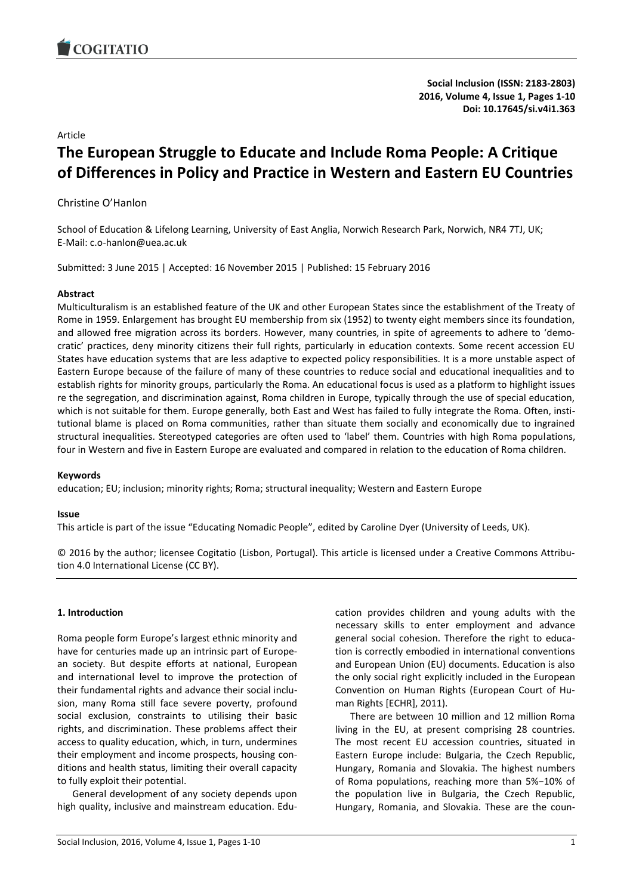Social Inclusion (ISSN: 2183-2803)
2016, Volume 4, Issue 1, Pages 1-10
Doi: 10.17645/si.v4i1.363

Article

# The European Struggle to Educate and Include Roma People: A Critique of Differences in Policy and Practice in Western and Eastern EU Countries

Christine O'Hanlon

School of Education & Lifelong Learning, University of East Anglia, Norwich Research Park, Norwich, NR4 7TJ, UK; E-Mail: c.o-hanlon@uea.ac.uk

Submitted: 3 June 2015 | Accepted: 16 November 2015 | Published: 15 February 2016

**Abstract**

Multiculturalism is an established feature of the UK and other European States since the establishment of the Treaty of Rome in 1959. Enlargement has brought EU membership from six (1952) to twenty eight members since its foundation, and allowed free migration across its borders. However, many countries, in spite of agreements to adhere to 'democratic' practices, deny minority citizens their full rights, particularly in education contexts. Some recent accession EU States have education systems that are less adaptive to expected policy responsibilities. It is a more unstable aspect of Eastern Europe because of the failure of many of these countries to reduce social and educational inequalities and to establish rights for minority groups, particularly the Roma. An educational focus is used as a platform to highlight issues re the segregation, and discrimination against, Roma children in Europe, typically through the use of special education, which is not suitable for them. Europe generally, both East and West has failed to fully integrate the Roma. Often, institutional blame is placed on Roma communities, rather than situate them socially and economically due to ingrained structural inequalities. Stereotyped categories are often used to 'label' them. Countries with high Roma populations, four in Western and five in Eastern Europe are evaluated and compared in relation to the education of Roma children.

**Keywords**

education; EU; inclusion; minority rights; Roma; structural inequality; Western and Eastern Europe

**Issue**

This article is part of the issue "Educating Nomadic People", edited by Caroline Dyer (University of Leeds, UK).

© 2016 by the author; licensee Cogitatio (Lisbon, Portugal). This article is licensed under a Creative Commons Attribution 4.0 International License (CC BY).

## 1. Introduction

Roma people form Europe's largest ethnic minority and have for centuries made up an intrinsic part of European society. But despite efforts at national, European and international level to improve the protection of their fundamental rights and advance their social inclusion, many Roma still face severe poverty, profound social exclusion, constraints to utilising their basic rights, and discrimination. These problems affect their access to quality education, which, in turn, undermines their employment and income prospects, housing conditions and health status, limiting their overall capacity to fully exploit their potential.

General development of any society depends upon high quality, inclusive and mainstream education. Education provides children and young adults with the necessary skills to enter employment and advance general social cohesion. Therefore the right to education is correctly embodied in international conventions and European Union (EU) documents. Education is also the only social right explicitly included in the European Convention on Human Rights (European Court of Human Rights [ECHR], 2011).

There are between 10 million and 12 million Roma living in the EU, at present comprising 28 countries. The most recent EU accession countries, situated in Eastern Europe include: Bulgaria, the Czech Republic, Hungary, Romania and Slovakia. The highest numbers of Roma populations, reaching more than 5%–10% of the population live in Bulgaria, the Czech Republic, Hungary, Romania, and Slovakia. These are the coun-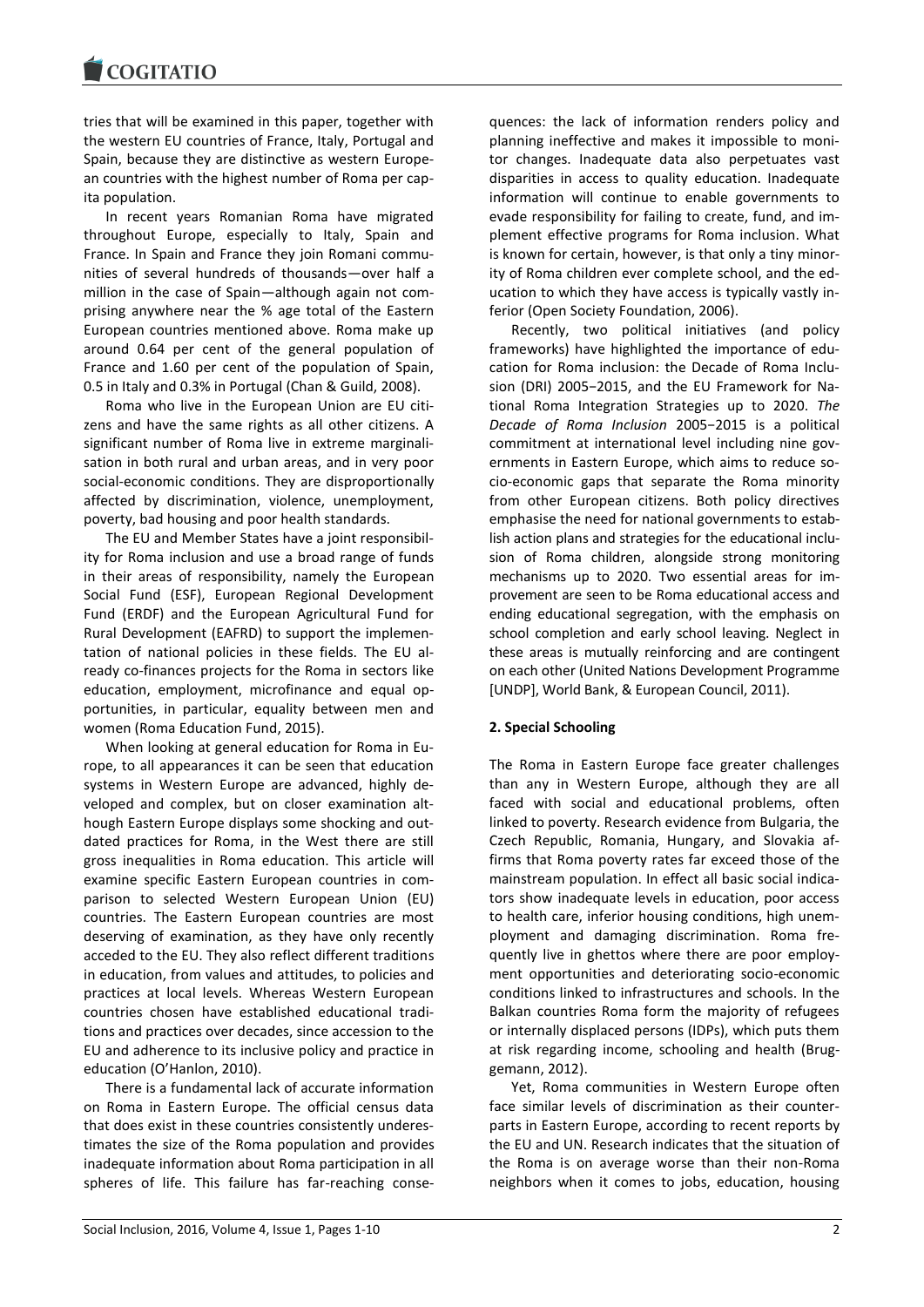tries that will be examined in this paper, together with the western EU countries of France, Italy, Portugal and Spain, because they are distinctive as western European countries with the highest number of Roma per capita population.

In recent years Romanian Roma have migrated throughout Europe, especially to Italy, Spain and France. In Spain and France they join Romani communities of several hundreds of thousands—over half a million in the case of Spain—although again not comprising anywhere near the % age total of the Eastern European countries mentioned above. Roma make up around 0.64 per cent of the general population of France and 1.60 per cent of the population of Spain, 0.5 in Italy and 0.3% in Portugal (Chan & Guild, 2008).

Roma who live in the European Union are EU citizens and have the same rights as all other citizens. A significant number of Roma live in extreme marginalisation in both rural and urban areas, and in very poor social-economic conditions. They are disproportionally affected by discrimination, violence, unemployment, poverty, bad housing and poor health standards.

The EU and Member States have a joint responsibility for Roma inclusion and use a broad range of funds in their areas of responsibility, namely the European Social Fund (ESF), European Regional Development Fund (ERDF) and the European Agricultural Fund for Rural Development (EAFRD) to support the implementation of national policies in these fields. The EU already co-finances projects for the Roma in sectors like education, employment, microfinance and equal opportunities, in particular, equality between men and women (Roma Education Fund, 2015).

When looking at general education for Roma in Europe, to all appearances it can be seen that education systems in Western Europe are advanced, highly developed and complex, but on closer examination although Eastern Europe displays some shocking and outdated practices for Roma, in the West there are still gross inequalities in Roma education. This article will examine specific Eastern European countries in comparison to selected Western European Union (EU) countries. The Eastern European countries are most deserving of examination, as they have only recently acceded to the EU. They also reflect different traditions in education, from values and attitudes, to policies and practices at local levels. Whereas Western European countries chosen have established educational traditions and practices over decades, since accession to the EU and adherence to its inclusive policy and practice in education (O'Hanlon, 2010).

There is a fundamental lack of accurate information on Roma in Eastern Europe. The official census data that does exist in these countries consistently underestimates the size of the Roma population and provides inadequate information about Roma participation in all spheres of life. This failure has far-reaching consequences: the lack of information renders policy and planning ineffective and makes it impossible to monitor changes. Inadequate data also perpetuates vast disparities in access to quality education. Inadequate information will continue to enable governments to evade responsibility for failing to create, fund, and implement effective programs for Roma inclusion. What is known for certain, however, is that only a tiny minority of Roma children ever complete school, and the education to which they have access is typically vastly inferior (Open Society Foundation, 2006).

Recently, two political initiatives (and policy frameworks) have highlighted the importance of education for Roma inclusion: the Decade of Roma Inclusion (DRI) 2005−2015, and the EU Framework for National Roma Integration Strategies up to 2020. *The Decade of Roma Inclusion* 2005−2015 is a political commitment at international level including nine governments in Eastern Europe, which aims to reduce socio-economic gaps that separate the Roma minority from other European citizens. Both policy directives emphasise the need for national governments to establish action plans and strategies for the educational inclusion of Roma children, alongside strong monitoring mechanisms up to 2020. Two essential areas for improvement are seen to be Roma educational access and ending educational segregation, with the emphasis on school completion and early school leaving. Neglect in these areas is mutually reinforcing and are contingent on each other (United Nations Development Programme [UNDP], World Bank, & European Council, 2011).

## 2. Special Schooling

The Roma in Eastern Europe face greater challenges than any in Western Europe, although they are all faced with social and educational problems, often linked to poverty. Research evidence from Bulgaria, the Czech Republic, Romania, Hungary, and Slovakia affirms that Roma poverty rates far exceed those of the mainstream population. In effect all basic social indicators show inadequate levels in education, poor access to health care, inferior housing conditions, high unemployment and damaging discrimination. Roma frequently live in ghettos where there are poor employment opportunities and deteriorating socio-economic conditions linked to infrastructures and schools. In the Balkan countries Roma form the majority of refugees or internally displaced persons (IDPs), which puts them at risk regarding income, schooling and health (Bruggemann, 2012).

Yet, Roma communities in Western Europe often face similar levels of discrimination as their counterparts in Eastern Europe, according to recent reports by the EU and UN. Research indicates that the situation of the Roma is on average worse than their non-Roma neighbors when it comes to jobs, education, housing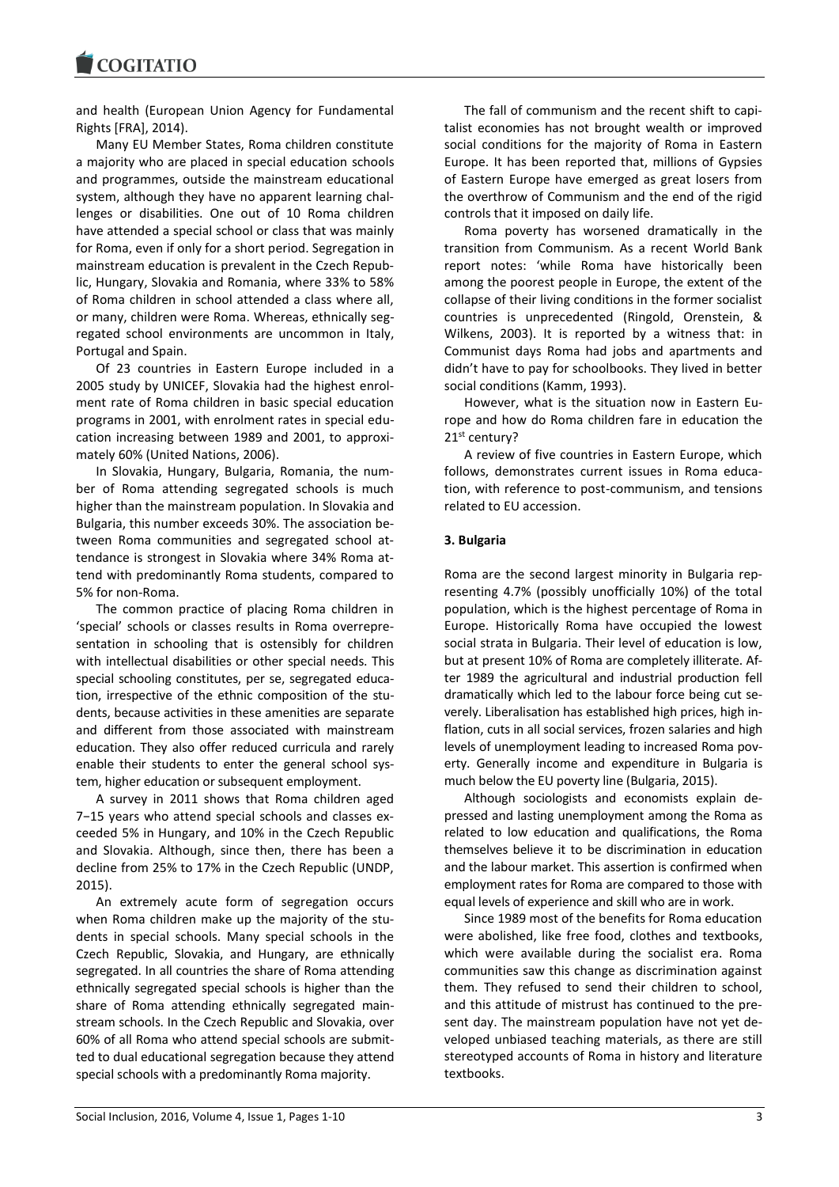and health (European Union Agency for Fundamental Rights [FRA], 2014).

Many EU Member States, Roma children constitute a majority who are placed in special education schools and programmes, outside the mainstream educational system, although they have no apparent learning challenges or disabilities. One out of 10 Roma children have attended a special school or class that was mainly for Roma, even if only for a short period. Segregation in mainstream education is prevalent in the Czech Republic, Hungary, Slovakia and Romania, where 33% to 58% of Roma children in school attended a class where all, or many, children were Roma. Whereas, ethnically segregated school environments are uncommon in Italy, Portugal and Spain.

Of 23 countries in Eastern Europe included in a 2005 study by UNICEF, Slovakia had the highest enrolment rate of Roma children in basic special education programs in 2001, with enrolment rates in special education increasing between 1989 and 2001, to approximately 60% (United Nations, 2006).

In Slovakia, Hungary, Bulgaria, Romania, the number of Roma attending segregated schools is much higher than the mainstream population. In Slovakia and Bulgaria, this number exceeds 30%. The association between Roma communities and segregated school attendance is strongest in Slovakia where 34% Roma attend with predominantly Roma students, compared to 5% for non-Roma.

The common practice of placing Roma children in 'special' schools or classes results in Roma overrepresentation in schooling that is ostensibly for children with intellectual disabilities or other special needs. This special schooling constitutes, per se, segregated education, irrespective of the ethnic composition of the students, because activities in these amenities are separate and different from those associated with mainstream education. They also offer reduced curricula and rarely enable their students to enter the general school system, higher education or subsequent employment.

A survey in 2011 shows that Roma children aged 7–15 years who attend special schools and classes exceeded 5% in Hungary, and 10% in the Czech Republic and Slovakia. Although, since then, there has been a decline from 25% to 17% in the Czech Republic (UNDP, 2015).

An extremely acute form of segregation occurs when Roma children make up the majority of the students in special schools. Many special schools in the Czech Republic, Slovakia, and Hungary, are ethnically segregated. In all countries the share of Roma attending ethnically segregated special schools is higher than the share of Roma attending ethnically segregated mainstream schools. In the Czech Republic and Slovakia, over 60% of all Roma who attend special schools are submitted to dual educational segregation because they attend special schools with a predominantly Roma majority.

The fall of communism and the recent shift to capitalist economies has not brought wealth or improved social conditions for the majority of Roma in Eastern Europe. It has been reported that, millions of Gypsies of Eastern Europe have emerged as great losers from the overthrow of Communism and the end of the rigid controls that it imposed on daily life.

Roma poverty has worsened dramatically in the transition from Communism. As a recent World Bank report notes: 'while Roma have historically been among the poorest people in Europe, the extent of the collapse of their living conditions in the former socialist countries is unprecedented (Ringold, Orenstein, & Wilkens, 2003). It is reported by a witness that: in Communist days Roma had jobs and apartments and didn't have to pay for schoolbooks. They lived in better social conditions (Kamm, 1993).

However, what is the situation now in Eastern Europe and how do Roma children fare in education the 21st century?

A review of five countries in Eastern Europe, which follows, demonstrates current issues in Roma education, with reference to post-communism, and tensions related to EU accession.

### 3. Bulgaria

Roma are the second largest minority in Bulgaria representing 4.7% (possibly unofficially 10%) of the total population, which is the highest percentage of Roma in Europe. Historically Roma have occupied the lowest social strata in Bulgaria. Their level of education is low, but at present 10% of Roma are completely illiterate. After 1989 the agricultural and industrial production fell dramatically which led to the labour force being cut severely. Liberalisation has established high prices, high inflation, cuts in all social services, frozen salaries and high levels of unemployment leading to increased Roma poverty. Generally income and expenditure in Bulgaria is much below the EU poverty line (Bulgaria, 2015).

Although sociologists and economists explain depressed and lasting unemployment among the Roma as related to low education and qualifications, the Roma themselves believe it to be discrimination in education and the labour market. This assertion is confirmed when employment rates for Roma are compared to those with equal levels of experience and skill who are in work.

Since 1989 most of the benefits for Roma education were abolished, like free food, clothes and textbooks, which were available during the socialist era. Roma communities saw this change as discrimination against them. They refused to send their children to school, and this attitude of mistrust has continued to the present day. The mainstream population have not yet developed unbiased teaching materials, as there are still stereotyped accounts of Roma in history and literature textbooks.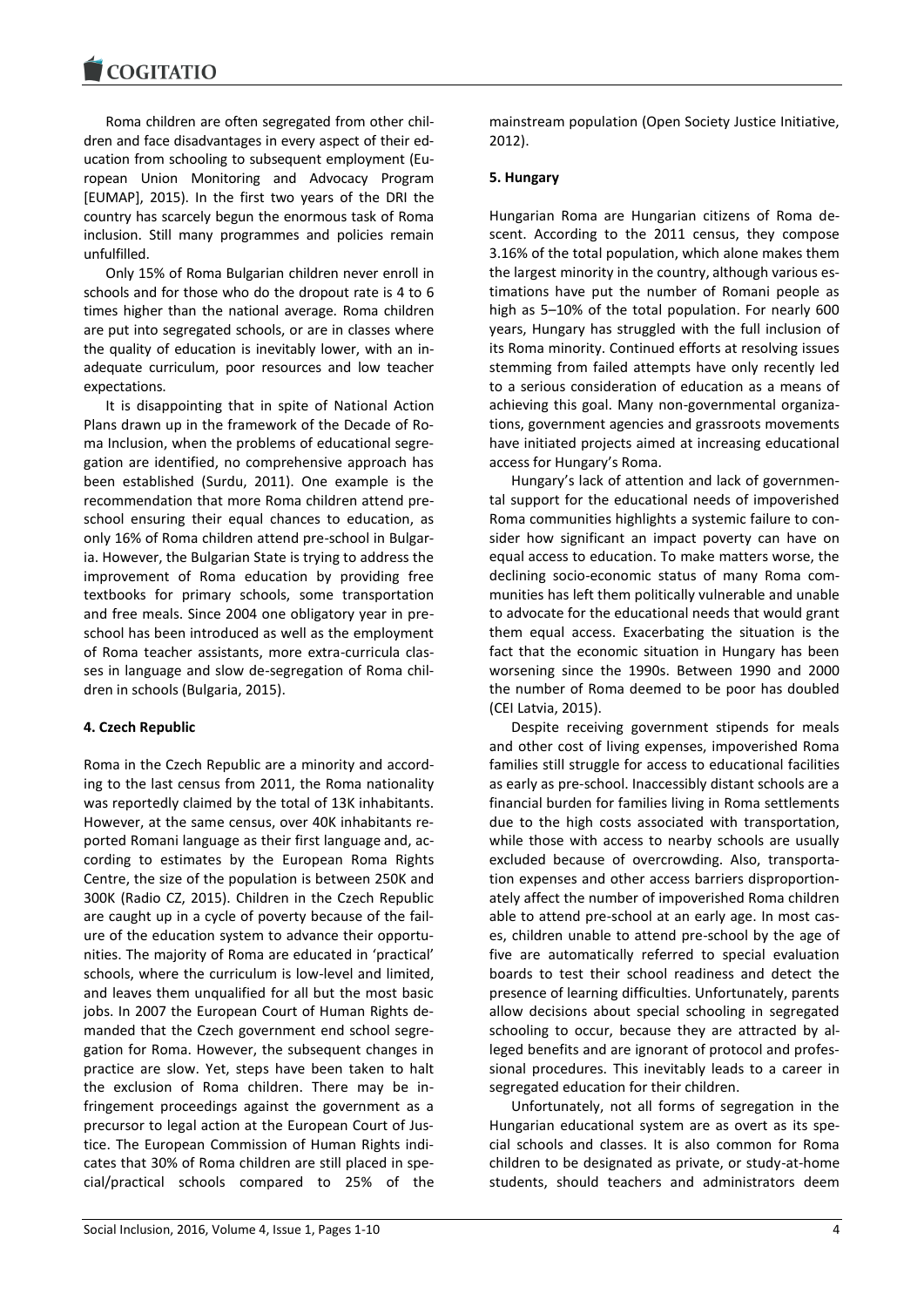Roma children are often segregated from other children and face disadvantages in every aspect of their education from schooling to subsequent employment (European Union Monitoring and Advocacy Program [EUMAP], 2015). In the first two years of the DRI the country has scarcely begun the enormous task of Roma inclusion. Still many programmes and policies remain unfulfilled.

Only 15% of Roma Bulgarian children never enroll in schools and for those who do the dropout rate is 4 to 6 times higher than the national average. Roma children are put into segregated schools, or are in classes where the quality of education is inevitably lower, with an inadequate curriculum, poor resources and low teacher expectations.

It is disappointing that in spite of National Action Plans drawn up in the framework of the Decade of Roma Inclusion, when the problems of educational segregation are identified, no comprehensive approach has been established (Surdu, 2011). One example is the recommendation that more Roma children attend preschool ensuring their equal chances to education, as only 16% of Roma children attend pre-school in Bulgaria. However, the Bulgarian State is trying to address the improvement of Roma education by providing free textbooks for primary schools, some transportation and free meals. Since 2004 one obligatory year in preschool has been introduced as well as the employment of Roma teacher assistants, more extra-curricula classes in language and slow de-segregation of Roma children in schools (Bulgaria, 2015).

### 4. Czech Republic

Roma in the Czech Republic are a minority and according to the last census from 2011, the Roma nationality was reportedly claimed by the total of 13K inhabitants. However, at the same census, over 40K inhabitants reported Romani language as their first language and, according to estimates by the European Roma Rights Centre, the size of the population is between 250K and 300K (Radio CZ, 2015). Children in the Czech Republic are caught up in a cycle of poverty because of the failure of the education system to advance their opportunities. The majority of Roma are educated in 'practical' schools, where the curriculum is low-level and limited, and leaves them unqualified for all but the most basic jobs. In 2007 the European Court of Human Rights demanded that the Czech government end school segregation for Roma. However, the subsequent changes in practice are slow. Yet, steps have been taken to halt the exclusion of Roma children. There may be infringement proceedings against the government as a precursor to legal action at the European Court of Justice. The European Commission of Human Rights indicates that 30% of Roma children are still placed in special/practical schools compared to 25% of the mainstream population (Open Society Justice Initiative, 2012).

### 5. Hungary

Hungarian Roma are Hungarian citizens of Roma descent. According to the 2011 census, they compose 3.16% of the total population, which alone makes them the largest minority in the country, although various estimations have put the number of Romani people as high as 5–10% of the total population. For nearly 600 years, Hungary has struggled with the full inclusion of its Roma minority. Continued efforts at resolving issues stemming from failed attempts have only recently led to a serious consideration of education as a means of achieving this goal. Many non-governmental organizations, government agencies and grassroots movements have initiated projects aimed at increasing educational access for Hungary's Roma.

Hungary's lack of attention and lack of governmental support for the educational needs of impoverished Roma communities highlights a systemic failure to consider how significant an impact poverty can have on equal access to education. To make matters worse, the declining socio-economic status of many Roma communities has left them politically vulnerable and unable to advocate for the educational needs that would grant them equal access. Exacerbating the situation is the fact that the economic situation in Hungary has been worsening since the 1990s. Between 1990 and 2000 the number of Roma deemed to be poor has doubled (CEI Latvia, 2015).

Despite receiving government stipends for meals and other cost of living expenses, impoverished Roma families still struggle for access to educational facilities as early as pre-school. Inaccessibly distant schools are a financial burden for families living in Roma settlements due to the high costs associated with transportation, while those with access to nearby schools are usually excluded because of overcrowding. Also, transportation expenses and other access barriers disproportionately affect the number of impoverished Roma children able to attend pre-school at an early age. In most cases, children unable to attend pre-school by the age of five are automatically referred to special evaluation boards to test their school readiness and detect the presence of learning difficulties. Unfortunately, parents allow decisions about special schooling in segregated schooling to occur, because they are attracted by alleged benefits and are ignorant of protocol and professional procedures. This inevitably leads to a career in segregated education for their children.

Unfortunately, not all forms of segregation in the Hungarian educational system are as overt as its special schools and classes. It is also common for Roma children to be designated as private, or study-at-home students, should teachers and administrators deem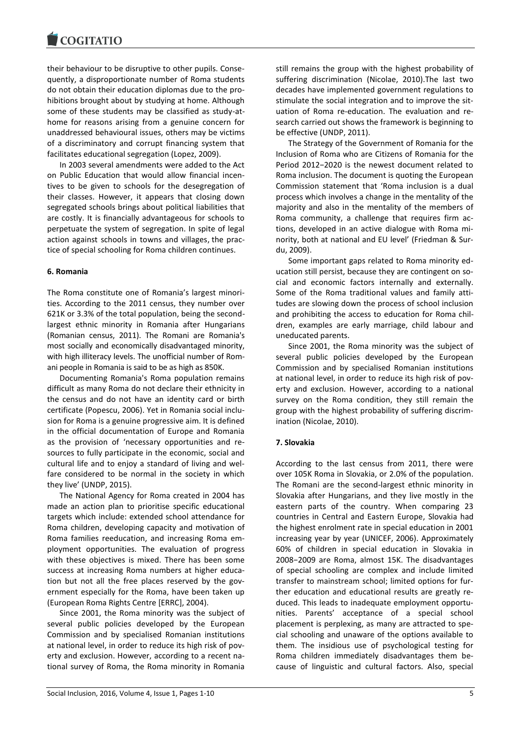their behaviour to be disruptive to other pupils. Consequently, a disproportionate number of Roma students do not obtain their education diplomas due to the prohibitions brought about by studying at home. Although some of these students may be classified as study-at-home for reasons arising from a genuine concern for unaddressed behavioural issues, others may be victims of a discriminatory and corrupt financing system that facilitates educational segregation (Lopez, 2009).

In 2003 several amendments were added to the Act on Public Education that would allow financial incentives to be given to schools for the desegregation of their classes. However, it appears that closing down segregated schools brings about political liabilities that are costly. It is financially advantageous for schools to perpetuate the system of segregation. In spite of legal action against schools in towns and villages, the practice of special schooling for Roma children continues.

## 6. Romania

The Roma constitute one of Romania's largest minorities. According to the 2011 census, they number over 621K or 3.3% of the total population, being the second-largest ethnic minority in Romania after Hungarians (Romanian census, 2011). The Romani are Romania's most socially and economically disadvantaged minority, with high illiteracy levels. The unofficial number of Romani people in Romania is said to be as high as 850K.

Documenting Romania's Roma population remains difficult as many Roma do not declare their ethnicity in the census and do not have an identity card or birth certificate (Popescu, 2006). Yet in Romania social inclusion for Roma is a genuine progressive aim. It is defined in the official documentation of Europe and Romania as the provision of 'necessary opportunities and resources to fully participate in the economic, social and cultural life and to enjoy a standard of living and welfare considered to be normal in the society in which they live' (UNDP, 2015).

The National Agency for Roma created in 2004 has made an action plan to prioritise specific educational targets which include: extended school attendance for Roma children, developing capacity and motivation of Roma families reeducation, and increasing Roma employment opportunities. The evaluation of progress with these objectives is mixed. There has been some success at increasing Roma numbers at higher education but not all the free places reserved by the government especially for the Roma, have been taken up (European Roma Rights Centre [ERRC], 2004).

Since 2001, the Roma minority was the subject of several public policies developed by the European Commission and by specialised Romanian institutions at national level, in order to reduce its high risk of poverty and exclusion. However, according to a recent national survey of Roma, the Roma minority in Romania still remains the group with the highest probability of suffering discrimination (Nicolae, 2010).The last two decades have implemented government regulations to stimulate the social integration and to improve the situation of Roma re-education. The evaluation and research carried out shows the framework is beginning to be effective (UNDP, 2011).

The Strategy of the Government of Romania for the Inclusion of Roma who are Citizens of Romania for the Period 2012−2020 is the newest document related to Roma inclusion. The document is quoting the European Commission statement that 'Roma inclusion is a dual process which involves a change in the mentality of the majority and also in the mentality of the members of Roma community, a challenge that requires firm actions, developed in an active dialogue with Roma minority, both at national and EU level' (Friedman & Surdu, 2009).

Some important gaps related to Roma minority education still persist, because they are contingent on social and economic factors internally and externally. Some of the Roma traditional values and family attitudes are slowing down the process of school inclusion and prohibiting the access to education for Roma children, examples are early marriage, child labour and uneducated parents.

Since 2001, the Roma minority was the subject of several public policies developed by the European Commission and by specialised Romanian institutions at national level, in order to reduce its high risk of poverty and exclusion. However, according to a national survey on the Roma condition, they still remain the group with the highest probability of suffering discrimination (Nicolae, 2010).

## 7. Slovakia

According to the last census from 2011, there were over 105K Roma in Slovakia, or 2.0% of the population. The Romani are the second-largest ethnic minority in Slovakia after Hungarians, and they live mostly in the eastern parts of the country. When comparing 23 countries in Central and Eastern Europe, Slovakia had the highest enrolment rate in special education in 2001 increasing year by year (UNICEF, 2006). Approximately 60% of children in special education in Slovakia in 2008−2009 are Roma, almost 15K. The disadvantages of special schooling are complex and include limited transfer to mainstream school; limited options for further education and educational results are greatly reduced. This leads to inadequate employment opportunities. Parents' acceptance of a special school placement is perplexing, as many are attracted to special schooling and unaware of the options available to them. The insidious use of psychological testing for Roma children immediately disadvantages them because of linguistic and cultural factors. Also, special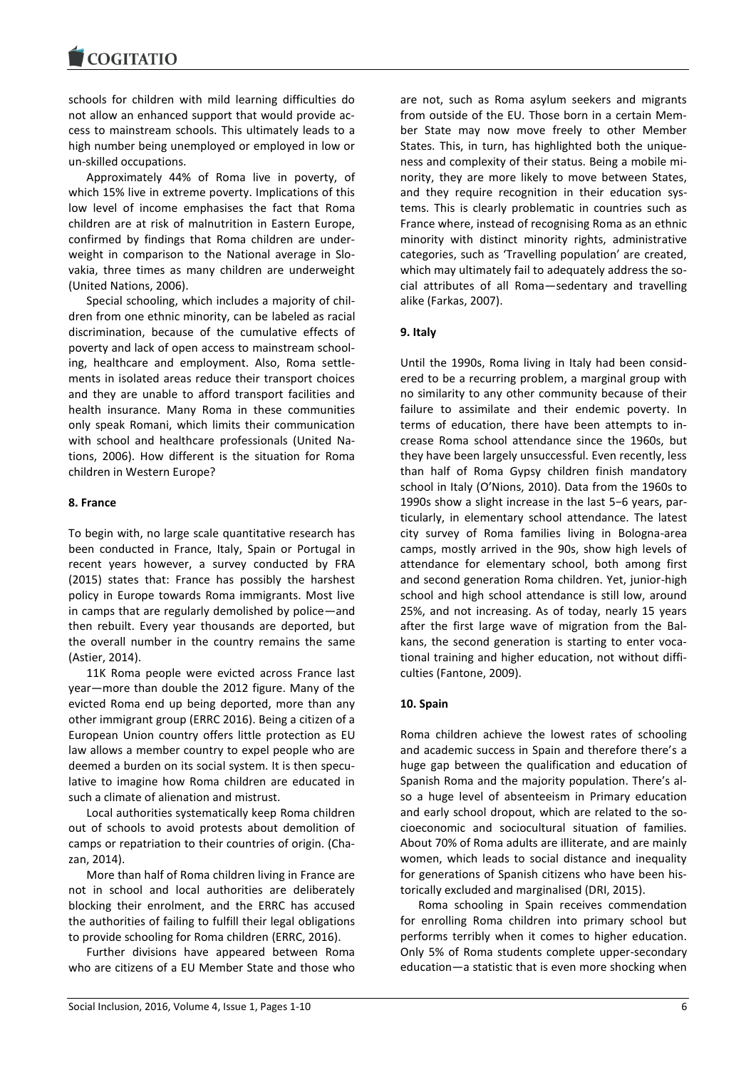schools for children with mild learning difficulties do not allow an enhanced support that would provide access to mainstream schools. This ultimately leads to a high number being unemployed or employed in low or un-skilled occupations.

Approximately 44% of Roma live in poverty, of which 15% live in extreme poverty. Implications of this low level of income emphasises the fact that Roma children are at risk of malnutrition in Eastern Europe, confirmed by findings that Roma children are underweight in comparison to the National average in Slovakia, three times as many children are underweight (United Nations, 2006).

Special schooling, which includes a majority of children from one ethnic minority, can be labeled as racial discrimination, because of the cumulative effects of poverty and lack of open access to mainstream schooling, healthcare and employment. Also, Roma settlements in isolated areas reduce their transport choices and they are unable to afford transport facilities and health insurance. Many Roma in these communities only speak Romani, which limits their communication with school and healthcare professionals (United Nations, 2006). How different is the situation for Roma children in Western Europe?

## 8. France

To begin with, no large scale quantitative research has been conducted in France, Italy, Spain or Portugal in recent years however, a survey conducted by FRA (2015) states that: France has possibly the harshest policy in Europe towards Roma immigrants. Most live in camps that are regularly demolished by police—and then rebuilt. Every year thousands are deported, but the overall number in the country remains the same (Astier, 2014).

11K Roma people were evicted across France last year—more than double the 2012 figure. Many of the evicted Roma end up being deported, more than any other immigrant group (ERRC 2016). Being a citizen of a European Union country offers little protection as EU law allows a member country to expel people who are deemed a burden on its social system. It is then speculative to imagine how Roma children are educated in such a climate of alienation and mistrust.

Local authorities systematically keep Roma children out of schools to avoid protests about demolition of camps or repatriation to their countries of origin. (Chazan, 2014).

More than half of Roma children living in France are not in school and local authorities are deliberately blocking their enrolment, and the ERRC has accused the authorities of failing to fulfill their legal obligations to provide schooling for Roma children (ERRC, 2016).

Further divisions have appeared between Roma who are citizens of a EU Member State and those who are not, such as Roma asylum seekers and migrants from outside of the EU. Those born in a certain Member State may now move freely to other Member States. This, in turn, has highlighted both the uniqueness and complexity of their status. Being a mobile minority, they are more likely to move between States, and they require recognition in their education systems. This is clearly problematic in countries such as France where, instead of recognising Roma as an ethnic minority with distinct minority rights, administrative categories, such as 'Travelling population' are created, which may ultimately fail to adequately address the social attributes of all Roma—sedentary and travelling alike (Farkas, 2007).

## 9. Italy

Until the 1990s, Roma living in Italy had been considered to be a recurring problem, a marginal group with no similarity to any other community because of their failure to assimilate and their endemic poverty. In terms of education, there have been attempts to increase Roma school attendance since the 1960s, but they have been largely unsuccessful. Even recently, less than half of Roma Gypsy children finish mandatory school in Italy (O'Nions, 2010). Data from the 1960s to 1990s show a slight increase in the last 5−6 years, particularly, in elementary school attendance. The latest city survey of Roma families living in Bologna-area camps, mostly arrived in the 90s, show high levels of attendance for elementary school, both among first and second generation Roma children. Yet, junior-high school and high school attendance is still low, around 25%, and not increasing. As of today, nearly 15 years after the first large wave of migration from the Balkans, the second generation is starting to enter vocational training and higher education, not without difficulties (Fantone, 2009).

## 10. Spain

Roma children achieve the lowest rates of schooling and academic success in Spain and therefore there's a huge gap between the qualification and education of Spanish Roma and the majority population. There's also a huge level of absenteeism in Primary education and early school dropout, which are related to the socioeconomic and sociocultural situation of families. About 70% of Roma adults are illiterate, and are mainly women, which leads to social distance and inequality for generations of Spanish citizens who have been historically excluded and marginalised (DRI, 2015).

Roma schooling in Spain receives commendation for enrolling Roma children into primary school but performs terribly when it comes to higher education. Only 5% of Roma students complete upper-secondary education—a statistic that is even more shocking when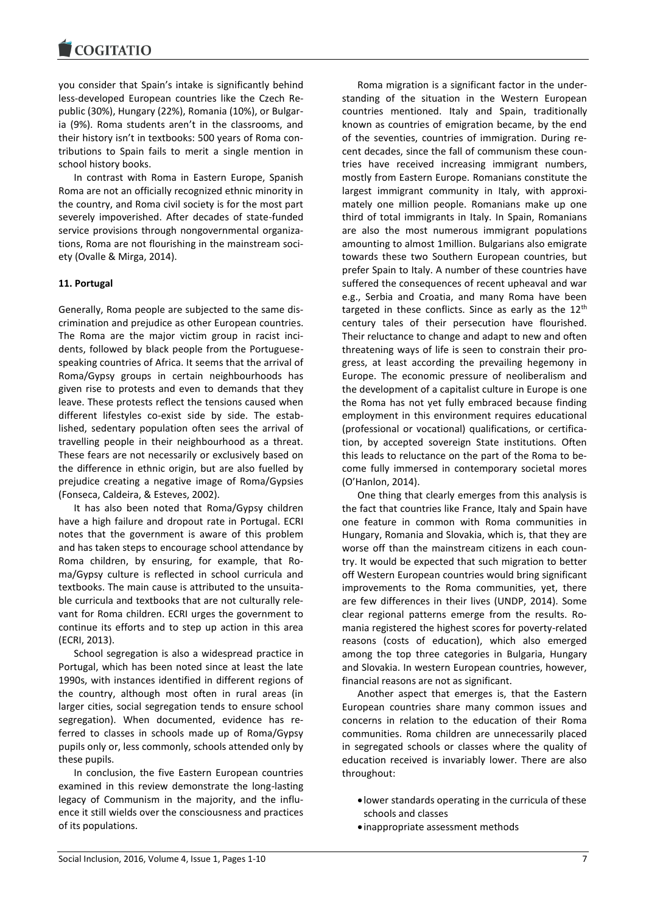you consider that Spain's intake is significantly behind less-developed European countries like the Czech Republic (30%), Hungary (22%), Romania (10%), or Bulgaria (9%). Roma students aren't in the classrooms, and their history isn't in textbooks: 500 years of Roma contributions to Spain fails to merit a single mention in school history books.

In contrast with Roma in Eastern Europe, Spanish Roma are not an officially recognized ethnic minority in the country, and Roma civil society is for the most part severely impoverished. After decades of state-funded service provisions through nongovernmental organizations, Roma are not flourishing in the mainstream society (Ovalle & Mirga, 2014).

## 11. Portugal

Generally, Roma people are subjected to the same discrimination and prejudice as other European countries. The Roma are the major victim group in racist incidents, followed by black people from the Portuguese-speaking countries of Africa. It seems that the arrival of Roma/Gypsy groups in certain neighbourhoods has given rise to protests and even to demands that they leave. These protests reflect the tensions caused when different lifestyles co-exist side by side. The established, sedentary population often sees the arrival of travelling people in their neighbourhood as a threat. These fears are not necessarily or exclusively based on the difference in ethnic origin, but are also fuelled by prejudice creating a negative image of Roma/Gypsies (Fonseca, Caldeira, & Esteves, 2002).

It has also been noted that Roma/Gypsy children have a high failure and dropout rate in Portugal. ECRI notes that the government is aware of this problem and has taken steps to encourage school attendance by Roma children, by ensuring, for example, that Roma/Gypsy culture is reflected in school curricula and textbooks. The main cause is attributed to the unsuitable curricula and textbooks that are not culturally relevant for Roma children. ECRI urges the government to continue its efforts and to step up action in this area (ECRI, 2013).

School segregation is also a widespread practice in Portugal, which has been noted since at least the late 1990s, with instances identified in different regions of the country, although most often in rural areas (in larger cities, social segregation tends to ensure school segregation). When documented, evidence has referred to classes in schools made up of Roma/Gypsy pupils only or, less commonly, schools attended only by these pupils.

In conclusion, the five Eastern European countries examined in this review demonstrate the long-lasting legacy of Communism in the majority, and the influence it still wields over the consciousness and practices of its populations.

Roma migration is a significant factor in the understanding of the situation in the Western European countries mentioned. Italy and Spain, traditionally known as countries of emigration became, by the end of the seventies, countries of immigration. During recent decades, since the fall of communism these countries have received increasing immigrant numbers, mostly from Eastern Europe. Romanians constitute the largest immigrant community in Italy, with approximately one million people. Romanians make up one third of total immigrants in Italy. In Spain, Romanians are also the most numerous immigrant populations amounting to almost 1million. Bulgarians also emigrate towards these two Southern European countries, but prefer Spain to Italy. A number of these countries have suffered the consequences of recent upheaval and war e.g., Serbia and Croatia, and many Roma have been targeted in these conflicts. Since as early as the 12th century tales of their persecution have flourished. Their reluctance to change and adapt to new and often threatening ways of life is seen to constrain their progress, at least according the prevailing hegemony in Europe. The economic pressure of neoliberalism and the development of a capitalist culture in Europe is one the Roma has not yet fully embraced because finding employment in this environment requires educational (professional or vocational) qualifications, or certification, by accepted sovereign State institutions. Often this leads to reluctance on the part of the Roma to become fully immersed in contemporary societal mores (O'Hanlon, 2014).

One thing that clearly emerges from this analysis is the fact that countries like France, Italy and Spain have one feature in common with Roma communities in Hungary, Romania and Slovakia, which is, that they are worse off than the mainstream citizens in each country. It would be expected that such migration to better off Western European countries would bring significant improvements to the Roma communities, yet, there are few differences in their lives (UNDP, 2014). Some clear regional patterns emerge from the results. Romania registered the highest scores for poverty-related reasons (costs of education), which also emerged among the top three categories in Bulgaria, Hungary and Slovakia. In western European countries, however, financial reasons are not as significant.

Another aspect that emerges is, that the Eastern European countries share many common issues and concerns in relation to the education of their Roma communities. Roma children are unnecessarily placed in segregated schools or classes where the quality of education received is invariably lower. There are also throughout:

- lower standards operating in the curricula of these schools and classes
- inappropriate assessment methods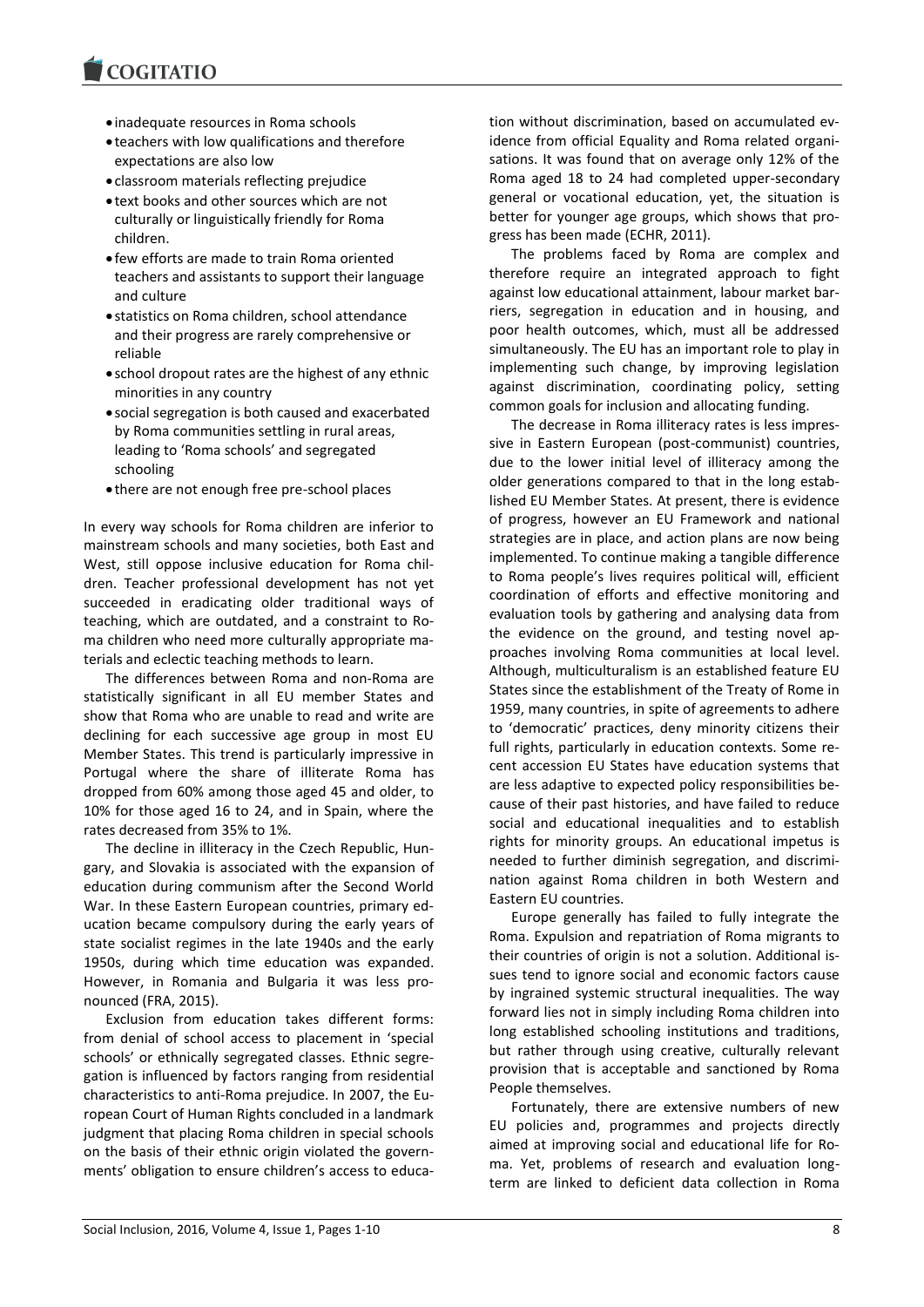- inadequate resources in Roma schools
- teachers with low qualifications and therefore expectations are also low
- classroom materials reflecting prejudice
- text books and other sources which are not culturally or linguistically friendly for Roma children.
- few efforts are made to train Roma oriented teachers and assistants to support their language and culture
- statistics on Roma children, school attendance and their progress are rarely comprehensive or reliable
- school dropout rates are the highest of any ethnic minorities in any country
- social segregation is both caused and exacerbated by Roma communities settling in rural areas, leading to 'Roma schools' and segregated schooling
- there are not enough free pre-school places

In every way schools for Roma children are inferior to mainstream schools and many societies, both East and West, still oppose inclusive education for Roma children. Teacher professional development has not yet succeeded in eradicating older traditional ways of teaching, which are outdated, and a constraint to Roma children who need more culturally appropriate materials and eclectic teaching methods to learn.

The differences between Roma and non-Roma are statistically significant in all EU member States and show that Roma who are unable to read and write are declining for each successive age group in most EU Member States. This trend is particularly impressive in Portugal where the share of illiterate Roma has dropped from 60% among those aged 45 and older, to 10% for those aged 16 to 24, and in Spain, where the rates decreased from 35% to 1%.

The decline in illiteracy in the Czech Republic, Hungary, and Slovakia is associated with the expansion of education during communism after the Second World War. In these Eastern European countries, primary education became compulsory during the early years of state socialist regimes in the late 1940s and the early 1950s, during which time education was expanded. However, in Romania and Bulgaria it was less pronounced (FRA, 2015).

Exclusion from education takes different forms: from denial of school access to placement in 'special schools' or ethnically segregated classes. Ethnic segregation is influenced by factors ranging from residential characteristics to anti-Roma prejudice. In 2007, the European Court of Human Rights concluded in a landmark judgment that placing Roma children in special schools on the basis of their ethnic origin violated the governments' obligation to ensure children's access to education without discrimination, based on accumulated evidence from official Equality and Roma related organisations. It was found that on average only 12% of the Roma aged 18 to 24 had completed upper-secondary general or vocational education, yet, the situation is better for younger age groups, which shows that progress has been made (ECHR, 2011).

The problems faced by Roma are complex and therefore require an integrated approach to fight against low educational attainment, labour market barriers, segregation in education and in housing, and poor health outcomes, which, must all be addressed simultaneously. The EU has an important role to play in implementing such change, by improving legislation against discrimination, coordinating policy, setting common goals for inclusion and allocating funding.

The decrease in Roma illiteracy rates is less impressive in Eastern European (post-communist) countries, due to the lower initial level of illiteracy among the older generations compared to that in the long established EU Member States. At present, there is evidence of progress, however an EU Framework and national strategies are in place, and action plans are now being implemented. To continue making a tangible difference to Roma people's lives requires political will, efficient coordination of efforts and effective monitoring and evaluation tools by gathering and analysing data from the evidence on the ground, and testing novel approaches involving Roma communities at local level. Although, multiculturalism is an established feature EU States since the establishment of the Treaty of Rome in 1959, many countries, in spite of agreements to adhere to 'democratic' practices, deny minority citizens their full rights, particularly in education contexts. Some recent accession EU States have education systems that are less adaptive to expected policy responsibilities because of their past histories, and have failed to reduce social and educational inequalities and to establish rights for minority groups. An educational impetus is needed to further diminish segregation, and discrimination against Roma children in both Western and Eastern EU countries.

Europe generally has failed to fully integrate the Roma. Expulsion and repatriation of Roma migrants to their countries of origin is not a solution. Additional issues tend to ignore social and economic factors cause by ingrained systemic structural inequalities. The way forward lies not in simply including Roma children into long established schooling institutions and traditions, but rather through using creative, culturally relevant provision that is acceptable and sanctioned by Roma People themselves.

Fortunately, there are extensive numbers of new EU policies and, programmes and projects directly aimed at improving social and educational life for Roma. Yet, problems of research and evaluation long-term are linked to deficient data collection in Roma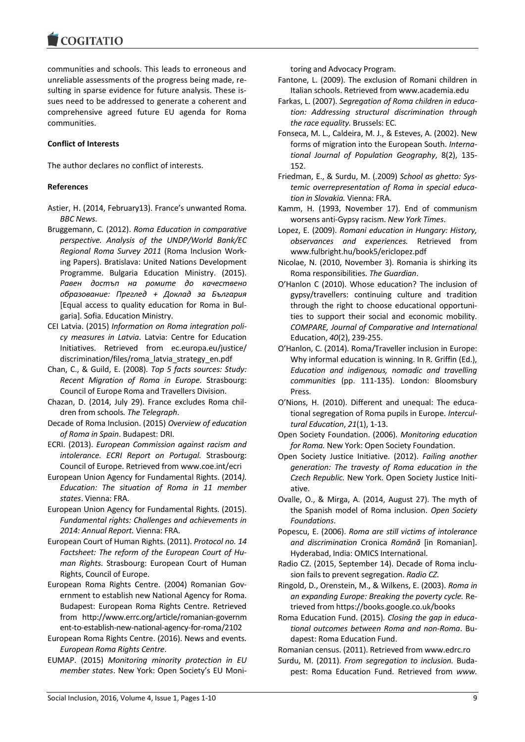communities and schools. This leads to erroneous and unreliable assessments of the progress being made, resulting in sparse evidence for future analysis. These issues need to be addressed to generate a coherent and comprehensive agreed future EU agenda for Roma communities.

**Conflict of Interests**

The author declares no conflict of interests.

**References**

Astier, H. (2014, February13). France's unwanted Roma. *BBC News*.

Bruggemann, C. (2012). *Roma Education in comparative perspective. Analysis of the UNDP/World Bank/EC Regional Roma Survey 2011* (Roma Inclusion Working Papers). Bratislava: United Nations Development Programme. Bulgaria Education Ministry. (2015). *Равен достъп на ромите до качествено образование: Преглед + Доклад за България* [Equal access to quality education for Roma in Bulgaria]. Sofia. Education Ministry.

CEI Latvia. (2015) *Information on Roma integration policy measures in Latvia*. Latvia: Centre for Education Initiatives. Retrieved from ec.europa.eu/justice/discrimination/files/roma_latvia_strategy_en.pdf

Chan, C., & Guild, E. (2008). *Top 5 facts sources: Study: Recent Migration of Roma in Europe.* Strasbourg: Council of Europe Roma and Travellers Division.

Chazan, D. (2014, July 29). France excludes Roma children from schools*. The Telegraph*.

Decade of Roma Inclusion. (2015) *Overview of education of Roma in Spain*. Budapest: DRI.

ECRI. (2013). *European Commission against racism and intolerance. ECRI Report on Portugal.* Strasbourg: Council of Europe. Retrieved from www.coe.int/ecri

European Union Agency for Fundamental Rights. (2014*). Education: The situation of Roma in 11 member states*. Vienna: FRA.

European Union Agency for Fundamental Rights. (2015). *Fundamental rights: Challenges and achievements in 2014: Annual Report.* Vienna: FRA.

European Court of Human Rights. (2011). *Protocol no. 14 Factsheet: The reform of the European Court of Human Rights*. Strasbourg: European Court of Human Rights, Council of Europe.

European Roma Rights Centre. (2004) Romanian Government to establish new National Agency for Roma. Budapest: European Roma Rights Centre. Retrieved from http://www.errc.org/article/romanian-government-to-establish-new-national-agency-for-roma/2102

European Roma Rights Centre. (2016). News and events*. European Roma Rights Centre*.

EUMAP. (2015) *Monitoring minority protection in EU member states*. New York: Open Society's EU Monitoring and Advocacy Program.

Fantone, L. (2009). The exclusion of Romani children in Italian schools. Retrieved from www.academia.edu

Farkas, L. (2007). *Segregation of Roma children in education: Addressing structural discrimination through the race equality.* Brussels: EC.

Fonseca, M. L., Caldeira, M. J., & Esteves, A. (2002). New forms of migration into the European South. *International Journal of Population Geography*, 8(2), 135-152.

Friedman, E., & Surdu, M. (.2009) *School as ghetto: Systemic overrepresentation of Roma in special education in Slovakia.* Vienna: FRA.

Kamm, H. (1993, November 17). End of communism worsens anti-Gypsy racism. *New York Times*.

Lopez, E. (2009). *Romani education in Hungary: History, observances and experiences.* Retrieved from www.fulbright.hu/book5/ericlopez.pdf

Nicolae, N. (2010, November 3). Romania is shirking its Roma responsibilities. *The Guardian*.

O'Hanlon C (2010). Whose education? The inclusion of gypsy/travellers: continuing culture and tradition through the right to choose educational opportunities to support their social and economic mobility. *COMPARE, Journal of Comparative and International* Education, *40*(2), 239-255.

O'Hanlon, C. (2014). Roma/Traveller inclusion in Europe: Why informal education is winning. In R. Griffin (Ed.), *Education and indigenous, nomadic and travelling communities* (pp. 111-135). London: Bloomsbury Press.

O'Nions, H. (2010). Different and unequal: The educational segregation of Roma pupils in Europe. *Intercultural Education*, *21*(1), 1-13.

Open Society Foundation. (2006). *Monitoring education for Roma.* New York: Open Society Foundation.

Open Society Justice Initiative. (2012). *Failing another generation: The travesty of Roma education in the Czech Republic.* New York. Open Society Justice Initiative.

Ovalle, O., & Mirga, A. (2014, August 27). The myth of the Spanish model of Roma inclusion. *Open Society Foundations*.

Popescu, E. (2006). *Roma are still victims of intolerance and discrimination* Cronica *Română* [in Romanian]. Hyderabad, India: OMICS International.

Radio CZ. (2015, September 14). Decade of Roma inclusion fails to prevent segregation. *Radio CZ*.

Ringold, D., Orenstein, M., & Wilkens, E. (2003). *Roma in an expanding Europe: Breaking the poverty cycle.* Retrieved from https://books.google.co.uk/books

Roma Education Fund. (2015)*. Closing the gap in educational outcomes between Roma and non-Roma*. Budapest: Roma Education Fund.

Romanian census. (2011). Retrieved from www.edrc.ro

Surdu, M. (2011). *From segregation to inclusion.* Budapest: Roma Education Fund. Retrieved from *www.*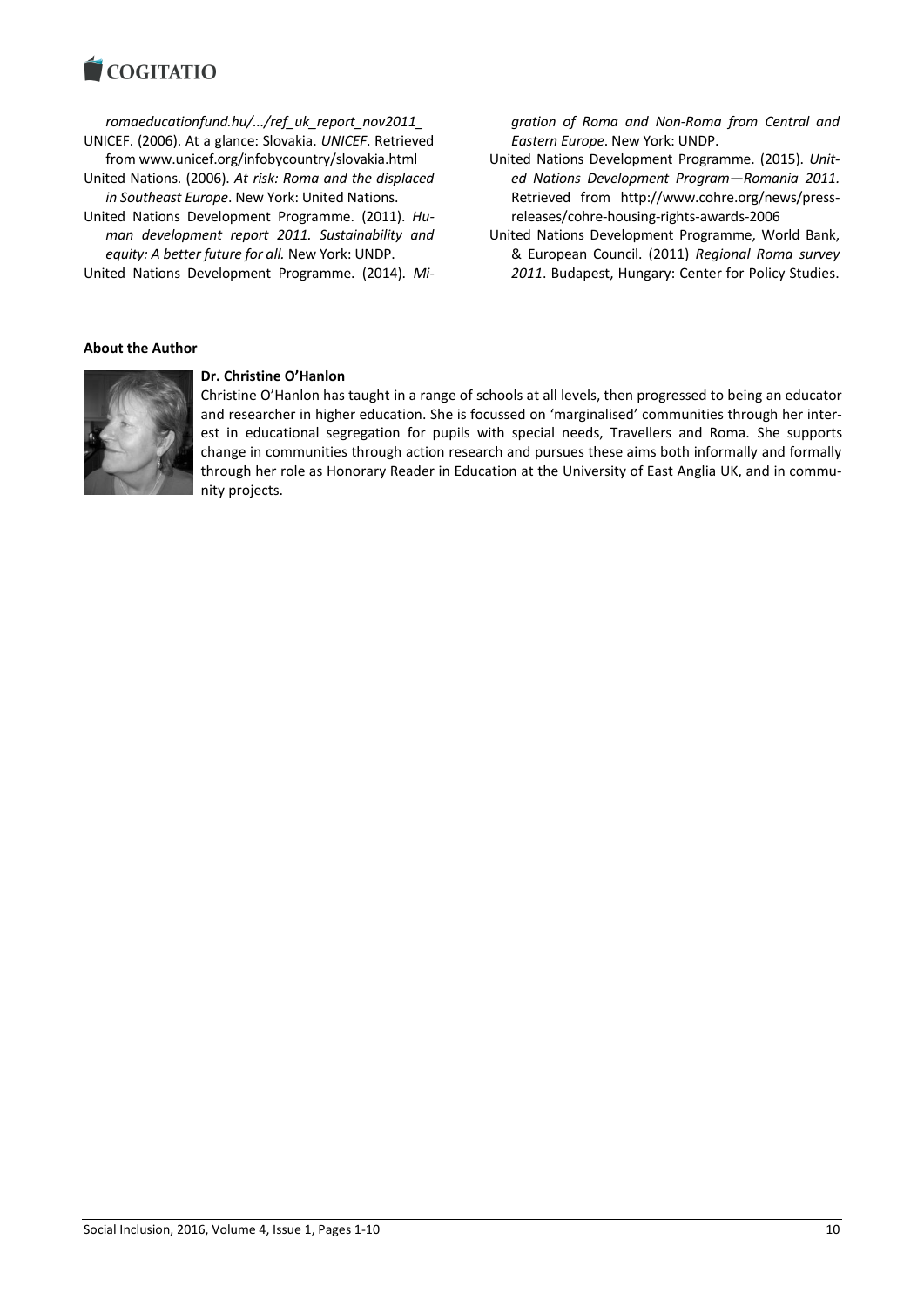*romaeducationfund.hu/.../ref_uk_report_nov2011_*

UNICEF. (2006). At a glance: Slovakia. *UNICEF*. Retrieved from www.unicef.org/infobycountry/slovakia.html

United Nations. (2006). *At risk: Roma and the displaced in Southeast Europe*. New York: United Nations.

United Nations Development Programme. (2011). *Human development report 2011. Sustainability and equity: A better future for all.* New York: UNDP.

United Nations Development Programme. (2014). *Migration of Roma and Non-Roma from Central and Eastern Europe*. New York: UNDP.

United Nations Development Programme. (2015). *United Nations Development Program—Romania 2011.* Retrieved from http://www.cohre.org/news/press-releases/cohre-housing-rights-awards-2006

United Nations Development Programme, World Bank, & European Council. (2011) *Regional Roma survey 2011*. Budapest, Hungary: Center for Policy Studies.

**About the Author**

**Dr. Christine O'Hanlon**

Christine O'Hanlon has taught in a range of schools at all levels, then progressed to being an educator and researcher in higher education. She is focussed on 'marginalised' communities through her interest in educational segregation for pupils with special needs, Travellers and Roma. She supports change in communities through action research and pursues these aims both informally and formally through her role as Honorary Reader in Education at the University of East Anglia UK, and in community projects.